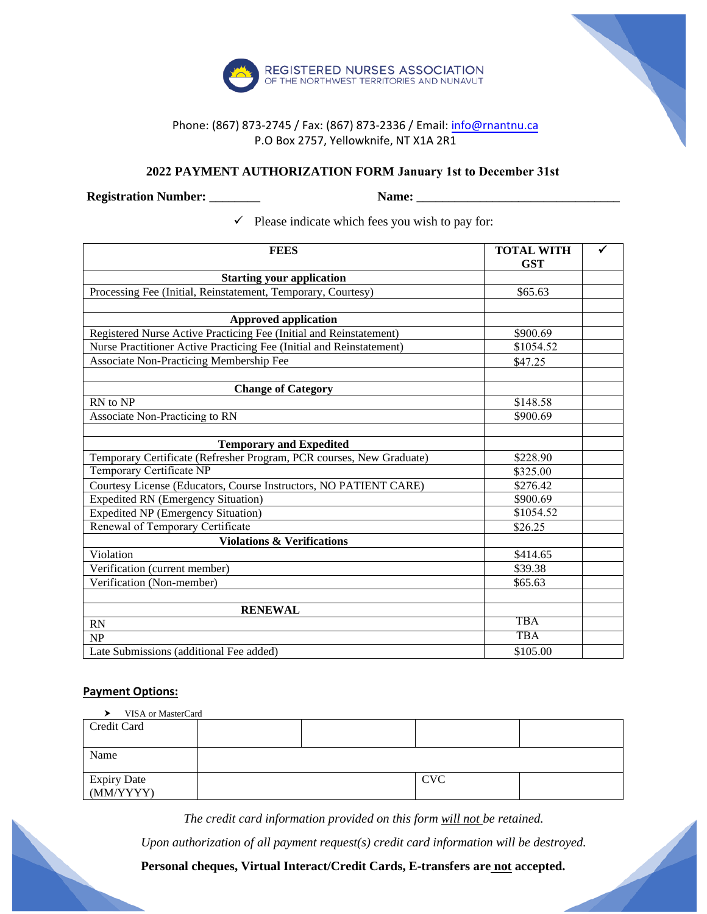REGISTERED NURSES ASSOCIATION
OF THE NORTHWEST TERRITORIES AND NUNAVUT

Phone: (867) 873-2745 / Fax: (867) 873-2336 / Email: info@rnantnu.ca
P.O Box 2757, Yellowknife, NT X1A 2R1

## 2022 PAYMENT AUTHORIZATION FORM January 1st to December 31st

**Registration Number:** ________ **Name:** ________________________________

✓ Please indicate which fees you wish to pay for:

| FEES | TOTAL WITH GST | ✓ |
|---|---|---|
| **Starting your application** | | |
| Processing Fee (Initial, Reinstatement, Temporary, Courtesy) | $65.63 | |
| | | |
| **Approved application** | | |
| Registered Nurse Active Practicing Fee (Initial and Reinstatement) | $900.69 | |
| Nurse Practitioner Active Practicing Fee (Initial and Reinstatement) | $1054.52 | |
| Associate Non-Practicing Membership Fee | $47.25 | |
| | | |
| **Change of Category** | | |
| RN to NP | $148.58 | |
| Associate Non-Practicing to RN | $900.69 | |
| | | |
| **Temporary and Expedited** | | |
| Temporary Certificate (Refresher Program, PCR courses, New Graduate) | $228.90 | |
| Temporary Certificate NP | $325.00 | |
| Courtesy License (Educators, Course Instructors, NO PATIENT CARE) | $276.42 | |
| Expedited RN (Emergency Situation) | $900.69 | |
| Expedited NP (Emergency Situation) | $1054.52 | |
| Renewal of Temporary Certificate | $26.25 | |
| **Violations & Verifications** | | |
| Violation | $414.65 | |
| Verification (current member) | $39.38 | |
| Verification (Non-member) | $65.63 | |
| | | |
| **RENEWAL** | | |
| RN | TBA | |
| NP | TBA | |
| Late Submissions (additional Fee added) | $105.00 | |

### Payment Options:

- VISA or MasterCard

| Credit Card | | | | |
|---|---|---|---|---|
| Name | | | | |
| Expiry Date (MM/YYYY) | | | CVC | |

*The credit card information provided on this form will not be retained.*

*Upon authorization of all payment request(s) credit card information will be destroyed.*

**Personal cheques, Virtual Interact/Credit Cards, E-transfers are not accepted.**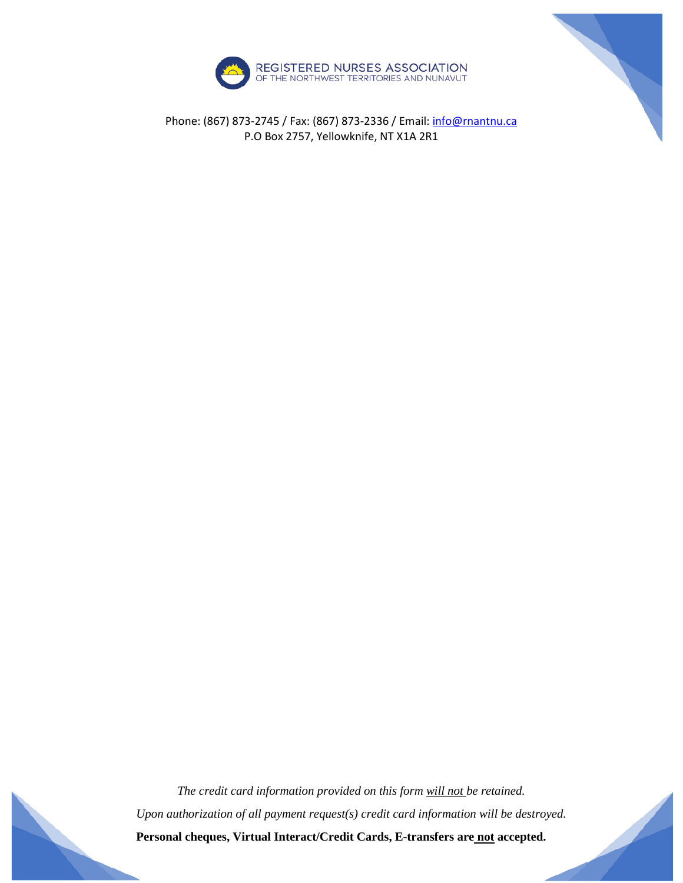REGISTERED NURSES ASSOCIATION
OF THE NORTHWEST TERRITORIES AND NUNAVUT

Phone: (867) 873-2745 / Fax: (867) 873-2336 / Email: info@rnantnu.ca
P.O Box 2757, Yellowknife, NT X1A 2R1

*The credit card information provided on this form will not be retained.*

*Upon authorization of all payment request(s) credit card information will be destroyed.*

**Personal cheques, Virtual Interact/Credit Cards, E-transfers are not accepted.**